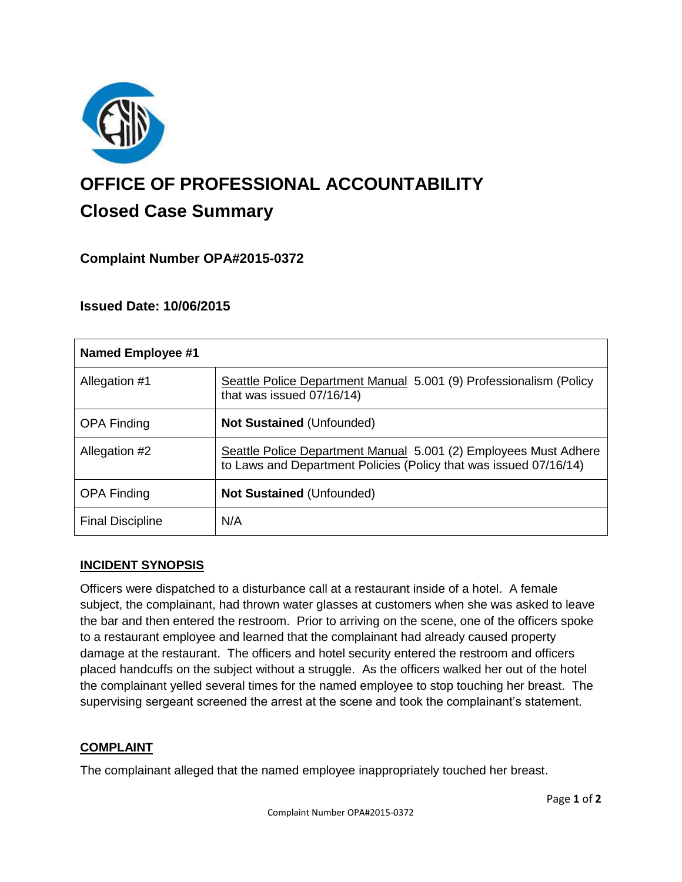# OFFICE OF PROFESSIONAL ACCOUNTABILITY

## Closed Case Summary

### Complaint Number OPA#2015-0372

### Issued Date: 10/06/2015

| Named Employee #1 | |
|---|---|
| Allegation #1 | Seattle Police Department Manual 5.001 (9) Professionalism (Policy that was issued 07/16/14) |
| OPA Finding | **Not Sustained** (Unfounded) |
| Allegation #2 | Seattle Police Department Manual 5.001 (2) Employees Must Adhere to Laws and Department Policies (Policy that was issued 07/16/14) |
| OPA Finding | **Not Sustained** (Unfounded) |
| Final Discipline | N/A |

### INCIDENT SYNOPSIS

Officers were dispatched to a disturbance call at a restaurant inside of a hotel. A female subject, the complainant, had thrown water glasses at customers when she was asked to leave the bar and then entered the restroom. Prior to arriving on the scene, one of the officers spoke to a restaurant employee and learned that the complainant had already caused property damage at the restaurant. The officers and hotel security entered the restroom and officers placed handcuffs on the subject without a struggle. As the officers walked her out of the hotel the complainant yelled several times for the named employee to stop touching her breast. The supervising sergeant screened the arrest at the scene and took the complainant's statement.

### COMPLAINT

The complainant alleged that the named employee inappropriately touched her breast.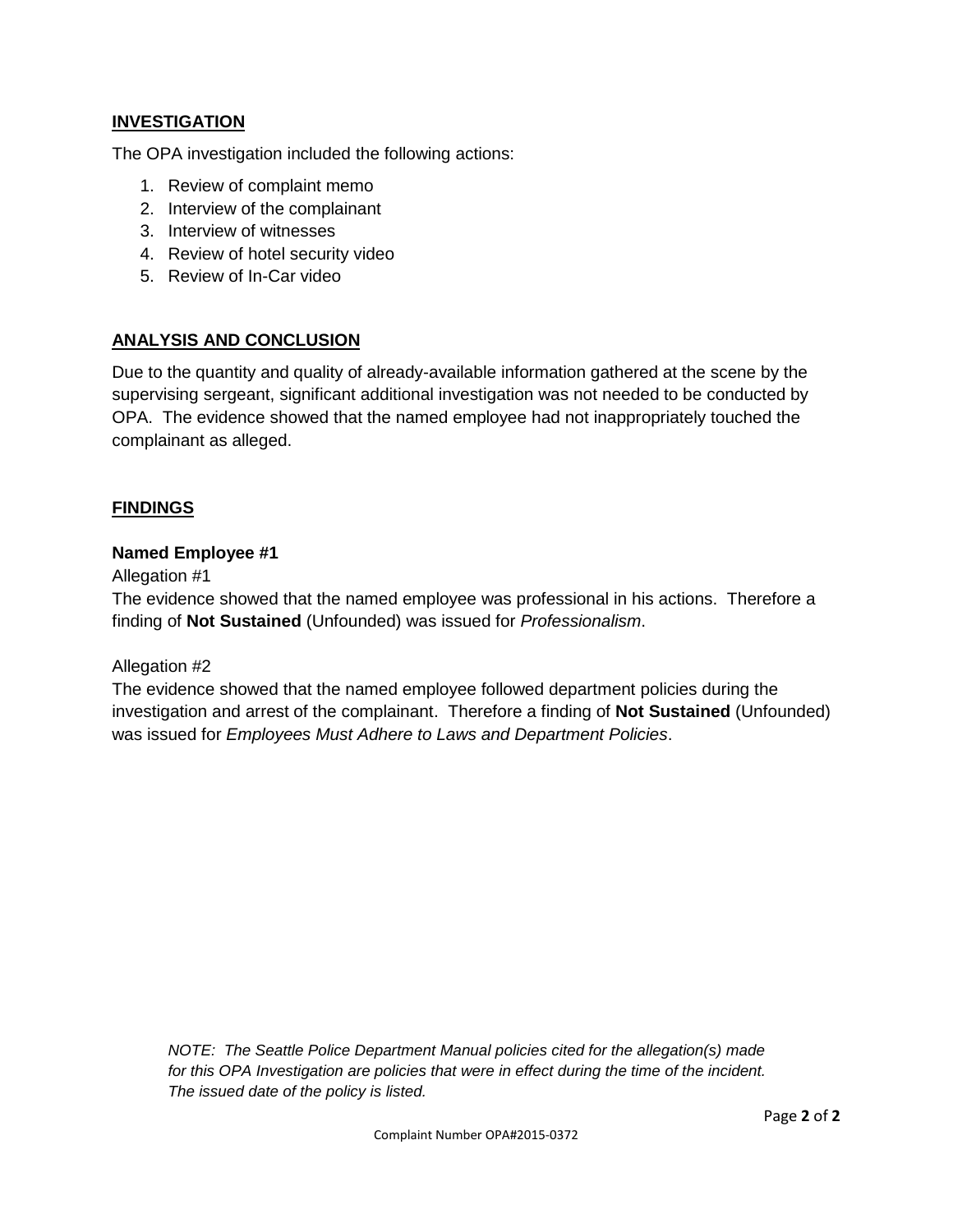## INVESTIGATION

The OPA investigation included the following actions:

1. Review of complaint memo
2. Interview of the complainant
3. Interview of witnesses
4. Review of hotel security video
5. Review of In-Car video

## ANALYSIS AND CONCLUSION

Due to the quantity and quality of already-available information gathered at the scene by the supervising sergeant, significant additional investigation was not needed to be conducted by OPA. The evidence showed that the named employee had not inappropriately touched the complainant as alleged.

## FINDINGS

**Named Employee #1**

Allegation #1

The evidence showed that the named employee was professional in his actions. Therefore a finding of **Not Sustained** (Unfounded) was issued for *Professionalism*.

Allegation #2

The evidence showed that the named employee followed department policies during the investigation and arrest of the complainant. Therefore a finding of **Not Sustained** (Unfounded) was issued for *Employees Must Adhere to Laws and Department Policies*.

*NOTE: The Seattle Police Department Manual policies cited for the allegation(s) made for this OPA Investigation are policies that were in effect during the time of the incident. The issued date of the policy is listed.*

Complaint Number OPA#2015-0372